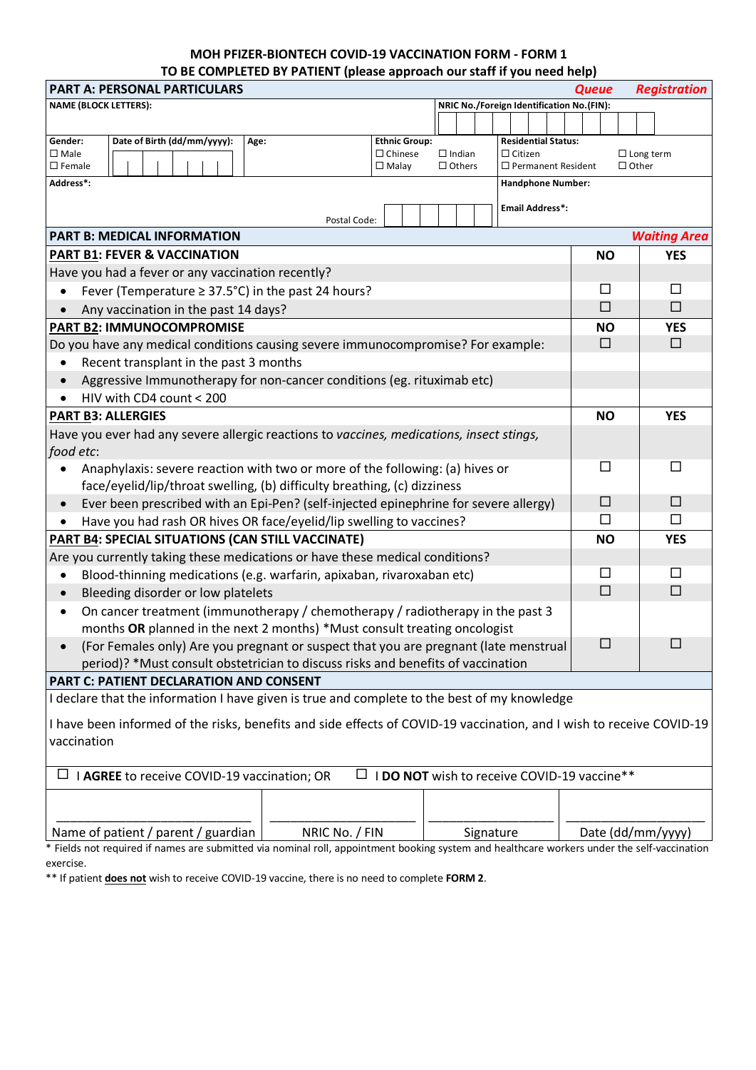# MOH PFIZER-BIONTECH COVID-19 VACCINATION FORM - FORM 1

## TO BE COMPLETED BY PATIENT (please approach our staff if you need help)

| PART A: PERSONAL PARTICULARS | | | | *Queue* | *Registration* |
|---|---|---|---|---|---|
| NAME (BLOCK LETTERS): | | | NRIC No./Foreign Identification No.(FIN): | | |
| Gender: ☐ Male ☐ Female | Date of Birth (dd/mm/yyyy): | Age: | Ethnic Group: ☐ Chinese ☐ Indian ☐ Malay ☐ Others | Residential Status: ☐ Citizen ☐ Permanent Resident ☐ Long term ☐ Other | |
| Address*: | | Postal Code: | | Handphone Number: Email Address*: | |

| PART B: MEDICAL INFORMATION | | *Waiting Area* |
|---|---|---|
| **PART B1: FEVER & VACCINATION** | **NO** | **YES** |
| Have you had a fever or any vaccination recently? | | |
| • Fever (Temperature ≥ 37.5°C) in the past 24 hours? | ☐ | ☐ |
| • Any vaccination in the past 14 days? | ☐ | ☐ |
| **PART B2: IMMUNOCOMPROMISE** | **NO** | **YES** |
| Do you have any medical conditions causing severe immunocompromise? For example: | ☐ | ☐ |
| • Recent transplant in the past 3 months | | |
| • Aggressive Immunotherapy for non-cancer conditions (eg. rituximab etc) | | |
| • HIV with CD4 count < 200 | | |
| **PART B3: ALLERGIES** | **NO** | **YES** |
| Have you ever had any severe allergic reactions to *vaccines, medications, insect stings, food etc*: | | |
| • Anaphylaxis: severe reaction with two or more of the following: (a) hives or face/eyelid/lip/throat swelling, (b) difficulty breathing, (c) dizziness | ☐ | ☐ |
| • Ever been prescribed with an Epi-Pen? (self-injected epinephrine for severe allergy) | ☐ | ☐ |
| • Have you had rash OR hives OR face/eyelid/lip swelling to vaccines? | ☐ | ☐ |
| **PART B4: SPECIAL SITUATIONS (CAN STILL VACCINATE)** | **NO** | **YES** |
| Are you currently taking these medications or have these medical conditions? | | |
| • Blood-thinning medications (e.g. warfarin, apixaban, rivaroxaban etc) | ☐ | ☐ |
| • Bleeding disorder or low platelets | ☐ | ☐ |
| • On cancer treatment (immunotherapy / chemotherapy / radiotherapy in the past 3 months **OR** planned in the next 2 months) *Must consult treating oncologist | | |
| • (For Females only) Are you pregnant or suspect that you are pregnant (late menstrual period)? *Must consult obstetrician to discuss risks and benefits of vaccination | ☐ | ☐ |

## PART C: PATIENT DECLARATION AND CONSENT

I declare that the information I have given is true and complete to the best of my knowledge

I have been informed of the risks, benefits and side effects of COVID-19 vaccination, and I wish to receive COVID-19 vaccination

☐ I **AGREE** to receive COVID-19 vaccination; OR ☐ I **DO NOT** wish to receive COVID-19 vaccine**

| ______________________ | ______________________ | ______________________ | ______________________ |
|---|---|---|---|
| Name of patient / parent / guardian | NRIC No. / FIN | Signature | Date (dd/mm/yyyy) |

* Fields not required if names are submitted via nominal roll, appointment booking system and healthcare workers under the self-vaccination exercise.

** If patient **does not** wish to receive COVID-19 vaccine, there is no need to complete **FORM 2**.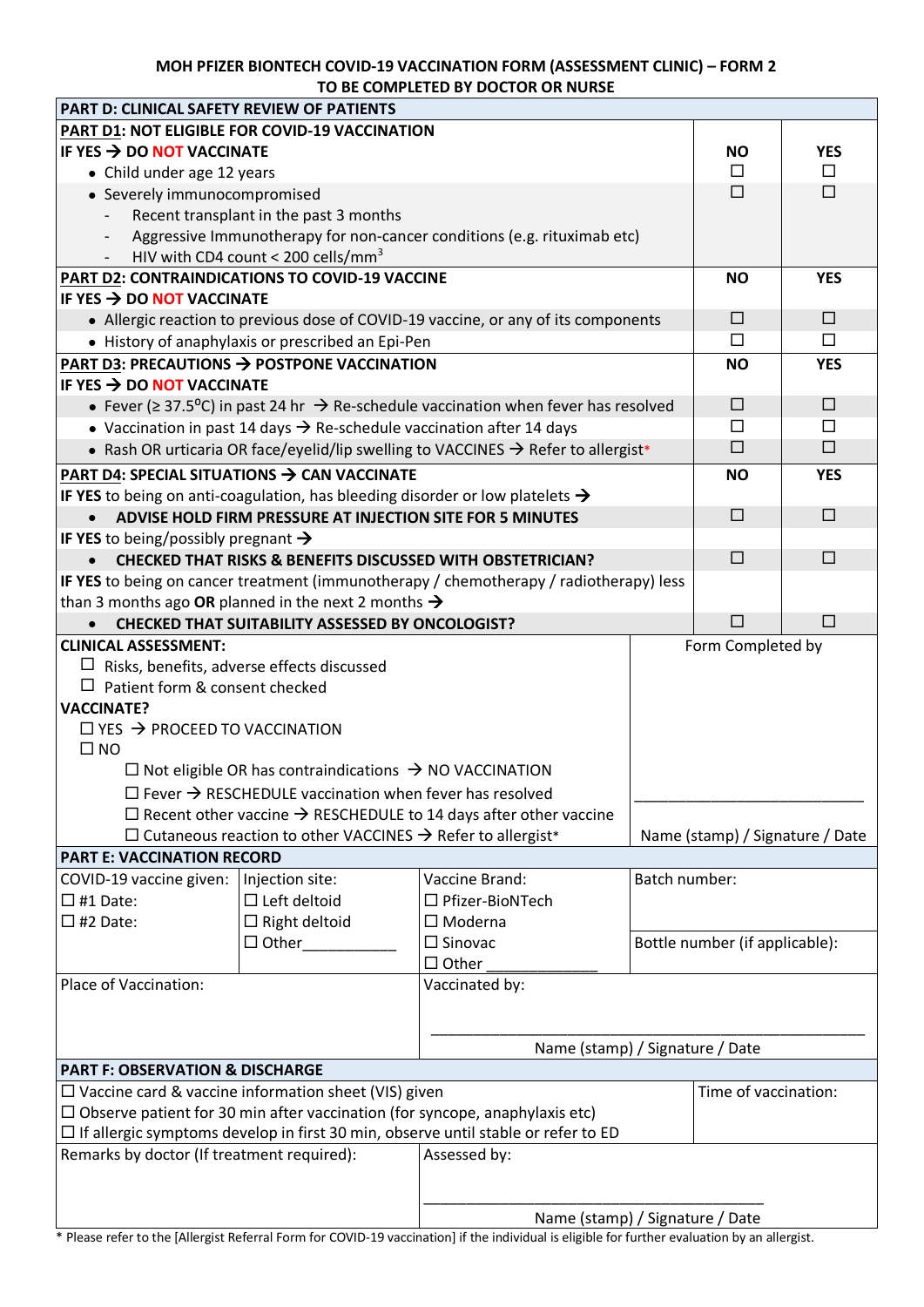# MOH PFIZER BIONTECH COVID-19 VACCINATION FORM (ASSESSMENT CLINIC) – FORM 2

## TO BE COMPLETED BY DOCTOR OR NURSE

| PART D: CLINICAL SAFETY REVIEW OF PATIENTS | | |
|---|---|---|
| **PART D1: NOT ELIGIBLE FOR COVID-19 VACCINATION** | **NO** | **YES** |
| **IF YES → DO NOT VACCINATE** | | |
| • Child under age 12 years | ☐ | ☐ |
| • Severely immunocompromised<br>- Recent transplant in the past 3 months<br>- Aggressive Immunotherapy for non-cancer conditions (e.g. rituximab etc)<br>- HIV with CD4 count < 200 cells/mm$^3$ | ☐ | ☐ |
| **PART D2: CONTRAINDICATIONS TO COVID-19 VACCINE** | **NO** | **YES** |
| **IF YES → DO NOT VACCINATE** | | |
| • Allergic reaction to previous dose of COVID-19 vaccine, or any of its components | ☐ | ☐ |
| • History of anaphylaxis or prescribed an Epi-Pen | ☐ | ☐ |
| **PART D3: PRECAUTIONS → POSTPONE VACCINATION** | **NO** | **YES** |
| **IF YES → DO NOT VACCINATE** | | |
| • Fever (≥ 37.5$^o$C) in past 24 hr → Re-schedule vaccination when fever has resolved | ☐ | ☐ |
| • Vaccination in past 14 days → Re-schedule vaccination after 14 days | ☐ | ☐ |
| • Rash OR urticaria OR face/eyelid/lip swelling to VACCINES → Refer to allergist* | ☐ | ☐ |
| **PART D4: SPECIAL SITUATIONS → CAN VACCINATE** | **NO** | **YES** |
| **IF YES** to being on anti-coagulation, has bleeding disorder or low platelets → | | |
| • **ADVISE HOLD FIRM PRESSURE AT INJECTION SITE FOR 5 MINUTES** | ☐ | ☐ |
| **IF YES** to being/possibly pregnant → | | |
| • **CHECKED THAT RISKS & BENEFITS DISCUSSED WITH OBSTETRICIAN?** | ☐ | ☐ |
| **IF YES** to being on cancer treatment (immunotherapy / chemotherapy / radiotherapy) less than 3 months ago **OR** planned in the next 2 months → | | |
| • **CHECKED THAT SUITABILITY ASSESSED BY ONCOLOGIST?** | ☐ | ☐ |

| | |
|---|---|
| **CLINICAL ASSESSMENT:**<br>☐ Risks, benefits, adverse effects discussed<br>☐ Patient form & consent checked<br>**VACCINATE?**<br>☐ YES → PROCEED TO VACCINATION<br>☐ NO<br>☐ Not eligible OR has contraindications → NO VACCINATION<br>☐ Fever → RESCHEDULE vaccination when fever has resolved<br>☐ Recent other vaccine → RESCHEDULE to 14 days after other vaccine<br>☐ Cutaneous reaction to other VACCINES → Refer to allergist* | Form Completed by<br><br>___________________________<br>Name (stamp) / Signature / Date |

| PART E: VACCINATION RECORD | | | |
|---|---|---|---|
| COVID-19 vaccine given:<br>☐ #1 Date:<br>☐ #2 Date: | Injection site:<br>☐ Left deltoid<br>☐ Right deltoid<br>☐ Other___________ | Vaccine Brand:<br>☐ Pfizer-BioNTech<br>☐ Moderna<br>☐ Sinovac<br>☐ Other _____________ | Batch number:<br><br>Bottle number (if applicable): |
| Place of Vaccination: | | Vaccinated by:<br><br>___________________________<br>Name (stamp) / Signature / Date | |

| PART F: OBSERVATION & DISCHARGE | |
|---|---|
| ☐ Vaccine card & vaccine information sheet (VIS) given<br>☐ Observe patient for 30 min after vaccination (for syncope, anaphylaxis etc)<br>☐ If allergic symptoms develop in first 30 min, observe until stable or refer to ED | Time of vaccination: |
| Remarks by doctor (If treatment required): | Assessed by:<br><br>___________________________<br>Name (stamp) / Signature / Date |

* Please refer to the [Allergist Referral Form for COVID-19 vaccination] if the individual is eligible for further evaluation by an allergist.